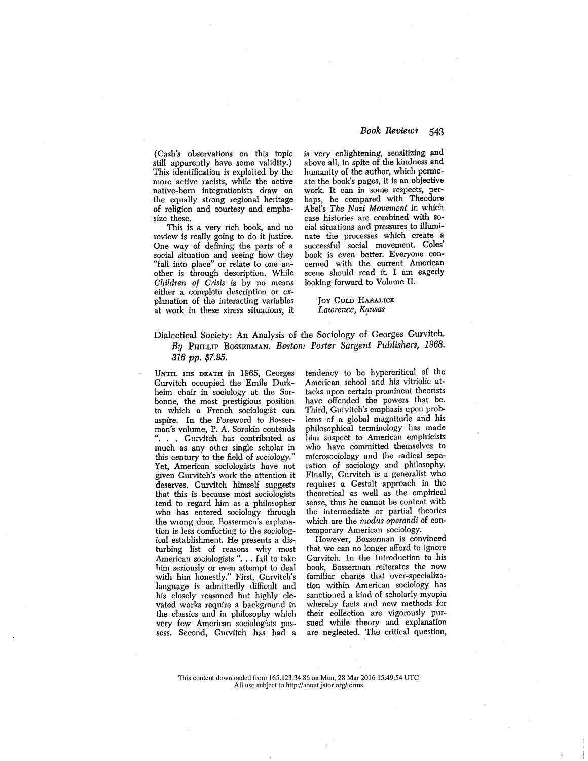(Cash's observations on this topic still apparently have some validity.) This identification is exploited by the more active racists, while the active native-born integrationists draw on the equally strong regional heritage of religion and courtesy and emphasize these.

This is a very rich book, and no review is really going to do it justice. One way of defining the parts of a social situation and seeing how they "fall into place" or relate to one another is through description. While *Children of Crisis* is by no means either a complete description or explanation of the interacting variables at work in these stress situations, it is very enlightening, sensitizing and above all, in spite of the kindness and humanity of the author, which permeate the book's pages, it is an objective work. It can in some respects, perhaps, be compared with Theodore Abel's *The Nazi Movement* in which case histories are combined with social situations and pressures to illuminate the processes which create a successful social movement. Coles' book is even better. Everyone concerned with the current American scene should read it. I am eagerly looking forward to Volume II.

JOY GOLD HARALICK
*Lawrence, Kansas*

## Dialectical Society: An Analysis of the Sociology of Georges Gurvitch. *By* PHILLIP BOSSERMAN. *Boston: Porter Sargent Publishers, 1968. 316 pp. $7.95.*

UNTIL HIS DEATH in 1965, Georges Gurvitch occupied the Emile Durkheim chair in sociology at the Sorbonne, the most prestigious position to which a French sociologist can aspire. In the Foreword to Bosserman's volume, P. A. Sorokin contends ". . . Gurvitch has contributed as much as any other single scholar in this century to the field of sociology." Yet, American sociologists have not given Gurvitch's work the attention it deserves. Gurvitch himself suggests that this is because most sociologists tend to regard him as a philosopher who has entered sociology through the wrong door. Bossermen's explanation is less comforting to the sociological establishment. He presents a disturbing list of reasons why most American sociologists ". . . fail to take him seriously or even attempt to deal with him honestly." First, Gurvitch's language is admittedly difficult and his closely reasoned but highly elevated works require a background in the classics and in philosophy which very few American sociologists possess. Second, Gurvitch has had a tendency to be hypercritical of the American school and his vitriolic attacks upon certain prominent theorists have offended the powers that be. Third, Gurvitch's emphasis upon problems of a global magnitude and his philosophical terminology has made him suspect to American empiricists who have committed themselves to microsociology and the radical separation of sociology and philosophy. Finally, Gurvitch is a generalist who requires a Gestalt approach in the theoretical as well as the empirical sense, thus he cannot be content with the intermediate or partial theories which are the *modus operandi* of contemporary American sociology.

However, Bosserman is convinced that we can no longer afford to ignore Gurvitch. In the Introduction to his book, Bosserman reiterates the now familiar charge that over-specialization within American sociology has sanctioned a kind of scholarly myopia whereby facts and new methods for their collection are vigorously pursued while theory and explanation are neglected. The critical question,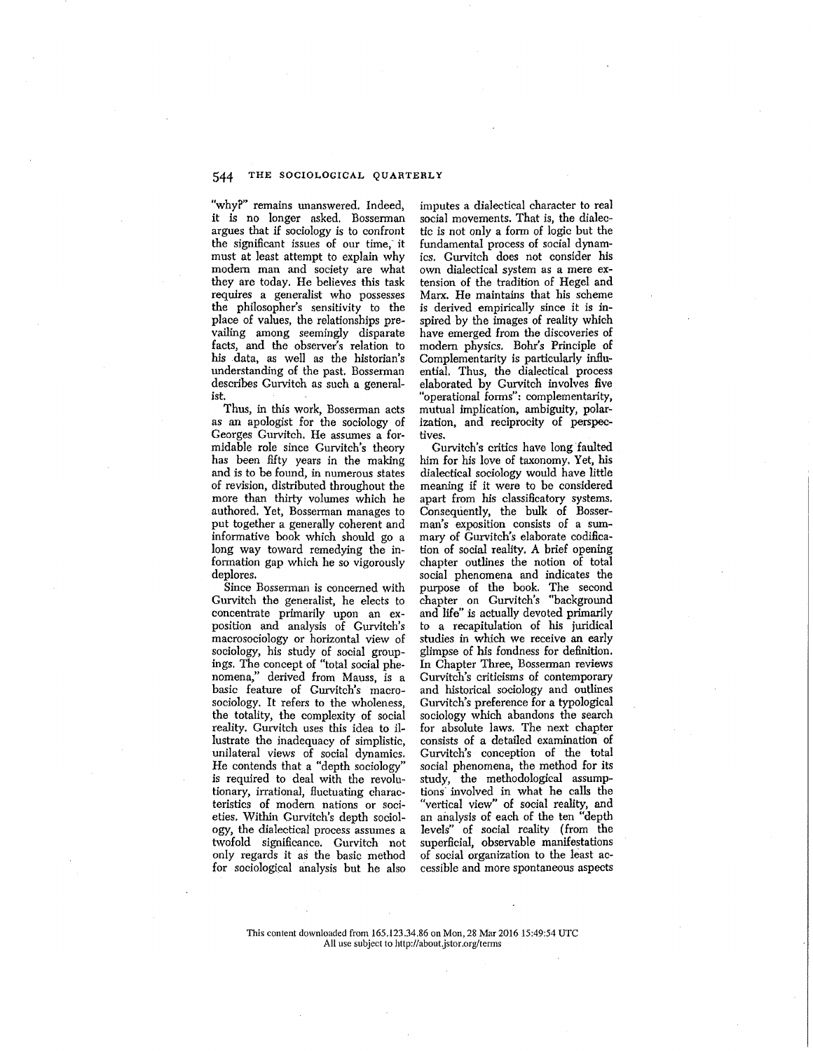"why?" remains unanswered. Indeed, it is no longer asked. Bosserman argues that if sociology is to confront the significant issues of our time, it must at least attempt to explain why modern man and society are what they are today. He believes this task requires a generalist who possesses the philosopher's sensitivity to the place of values, the relationships prevailing among seemingly disparate facts, and the observer's relation to his data, as well as the historian's understanding of the past. Bosserman describes Gurvitch as such a generalist.

Thus, in this work, Bosserman acts as an apologist for the sociology of Georges Gurvitch. He assumes a formidable role since Gurvitch's theory has been fifty years in the making and is to be found, in numerous states of revision, distributed throughout the more than thirty volumes which he authored. Yet, Bosserman manages to put together a generally coherent and informative book which should go a long way toward remedying the information gap which he so vigorously deplores.

Since Bosserman is concerned with Gurvitch the generalist, he elects to concentrate primarily upon an exposition and analysis of Gurvitch's macrosociology or horizontal view of sociology, his study of social groupings. The concept of "total social phenomena," derived from Mauss, is a basic feature of Gurvitch's macrosociology. It refers to the wholeness, the totality, the complexity of social reality. Gurvitch uses this idea to illustrate the inadequacy of simplistic, unilateral views of social dynamics. He contends that a "depth sociology" is required to deal with the revolutionary, irrational, fluctuating characteristics of modern nations or societies. Within Gurvitch's depth sociology, the dialectical process assumes a twofold significance. Gurvitch not only regards it as the basic method for sociological analysis but he also imputes a dialectical character to real social movements. That is, the dialectic is not only a form of logic but the fundamental process of social dynamics. Gurvitch does not consider his own dialectical system as a mere extension of the tradition of Hegel and Marx. He maintains that his scheme is derived empirically since it is inspired by the images of reality which have emerged from the discoveries of modern physics. Bohr's Principle of Complementarity is particularly influential. Thus, the dialectical process elaborated by Gurvitch involves five "operational forms": complementarity, mutual implication, ambiguity, polarization, and reciprocity of perspectives.

Gurvitch's critics have long faulted him for his love of taxonomy. Yet, his dialectical sociology would have little meaning if it were to be considered apart from his classificatory systems. Consequently, the bulk of Bosserman's exposition consists of a summary of Gurvitch's elaborate codification of social reality. A brief opening chapter outlines the notion of total social phenomena and indicates the purpose of the book. The second chapter on Gurvitch's "background and life" is actually devoted primarily to a recapitulation of his juridical studies in which we receive an early glimpse of his fondness for definition. In Chapter Three, Bosserman reviews Gurvitch's criticisms of contemporary and historical sociology and outlines Gurvitch's preference for a typological sociology which abandons the search for absolute laws. The next chapter consists of a detailed examination of Gurvitch's conception of the total social phenomena, the method for its study, the methodological assumptions involved in what he calls the "vertical view" of social reality, and an analysis of each of the ten "depth levels" of social reality (from the superficial, observable manifestations of social organization to the least accessible and more spontaneous aspects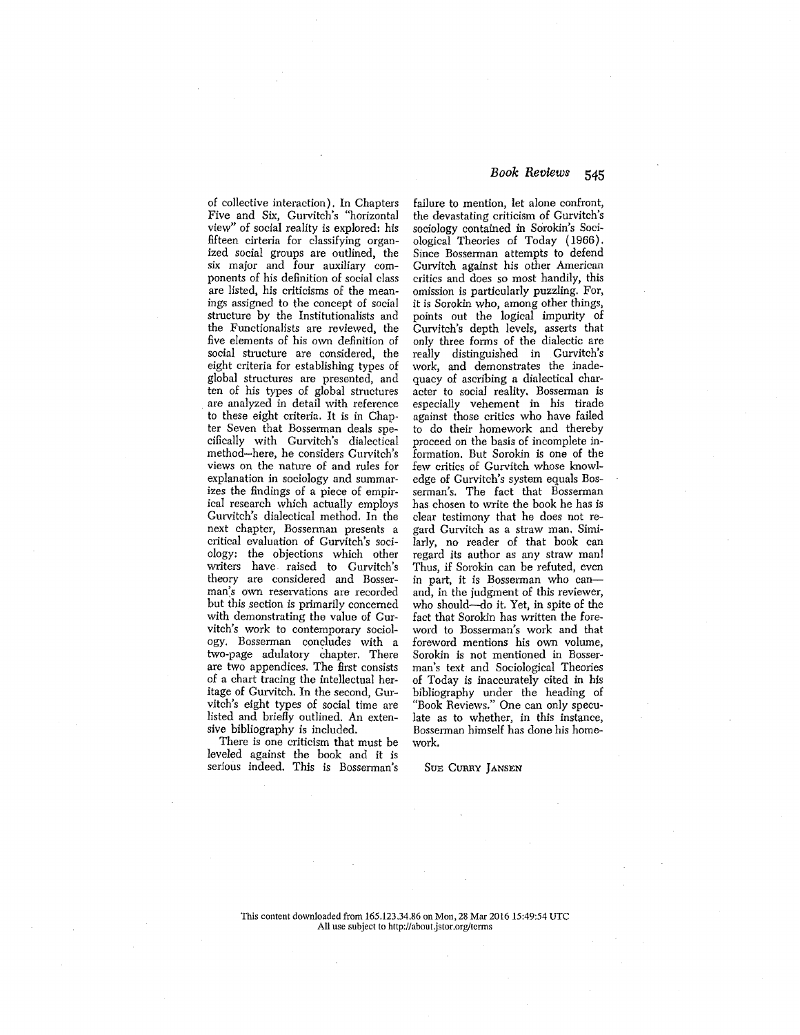of collective interaction). In Chapters Five and Six, Gurvitch's "horizontal view" of social reality is explored: his fifteen cirteria for classifying organized social groups are outlined, the six major and four auxiliary components of his definition of social class are listed, his criticisms of the meanings assigned to the concept of social structure by the Institutionalists and the Functionalists are reviewed, the five elements of his own definition of social structure are considered, the eight criteria for establishing types of global structures are presented, and ten of his types of global structures are analyzed in detail with reference to these eight criteria. It is in Chapter Seven that Bosserman deals specifically with Gurvitch's dialectical method—here, he considers Gurvitch's views on the nature of and rules for explanation in sociology and summarizes the findings of a piece of empirical research which actually employs Gurvitch's dialectical method. In the next chapter, Bosserman presents a critical evaluation of Gurvitch's sociology: the objections which other writers have raised to Gurvitch's theory are considered and Bosserman's own reservations are recorded but this section is primarily concerned with demonstrating the value of Gurvitch's work to contemporary sociology. Bosserman concludes with a two-page adulatory chapter. There are two appendices. The first consists of a chart tracing the intellectual heritage of Gurvitch. In the second, Gurvitch's eight types of social time are listed and briefly outlined. An extensive bibliography is included.

There is one criticism that must be leveled against the book and it is serious indeed. This is Bosserman's failure to mention, let alone confront, the devastating criticism of Gurvitch's sociology contained in Sorokin's Sociological Theories of Today (1966). Since Bosserman attempts to defend Gurvitch against his other American critics and does so most handily, this omission is particularly puzzling. For, it is Sorokin who, among other things, points out the logical impurity of Gurvitch's depth levels, asserts that only three forms of the dialectic are really distinguished in Gurvitch's work, and demonstrates the inadequacy of ascribing a dialectical character to social reality. Bosserman is especially vehement in his tirade against those critics who have failed to do their homework and thereby proceed on the basis of incomplete information. But Sorokin is one of the few critics of Gurvitch whose knowledge of Gurvitch's system equals Bosserman's. The fact that Bosserman has chosen to write the book he has is clear testimony that he does not regard Gurvitch as a straw man. Similarly, no reader of that book can regard its author as any straw man! Thus, if Sorokin can be refuted, even in part, it is Bosserman who can—and, in the judgment of this reviewer, who should—do it. Yet, in spite of the fact that Sorokin has written the foreword to Bosserman's work and that foreword mentions his own volume, Sorokin is not mentioned in Bosserman's text and Sociological Theories of Today is inaccurately cited in his bibliography under the heading of "Book Reviews." One can only speculate as to whether, in this instance, Bosserman himself has done his homework.

SUE CURRY JANSEN